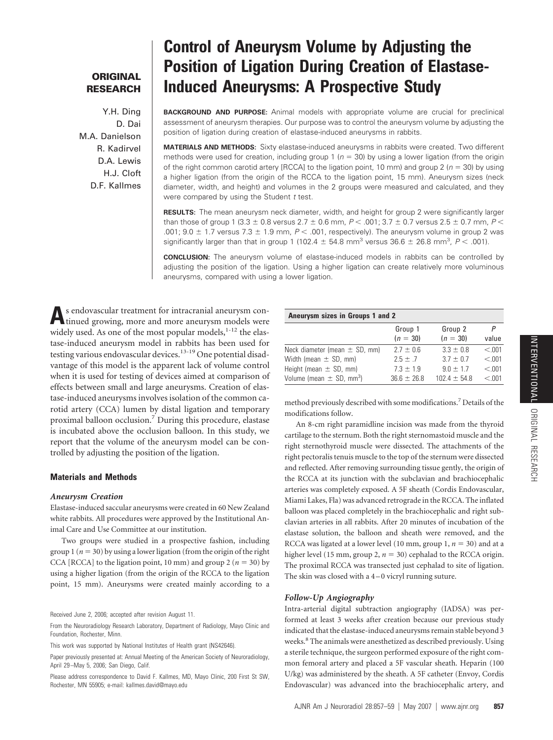**ORIGINAL RESEARCH**

# Control of Aneurysm Volume by Adjusting the Position of Ligation During Creation of Elastase-Induced Aneurysms: A Prospective Study

Y.H. Ding
D. Dai
M.A. Danielson
R. Kadirvel
D.A. Lewis
H.J. Cloft
D.F. Kallmes

**BACKGROUND AND PURPOSE:** Animal models with appropriate volume are crucial for preclinical assessment of aneurysm therapies. Our purpose was to control the aneurysm volume by adjusting the position of ligation during creation of elastase-induced aneurysms in rabbits.

**MATERIALS AND METHODS:** Sixty elastase-induced aneurysms in rabbits were created. Two different methods were used for creation, including group 1 ($n = 30$) by using a lower ligation (from the origin of the right common carotid artery [RCCA] to the ligation point, 10 mm) and group 2 ($n = 30$) by using a higher ligation (from the origin of the RCCA to the ligation point, 15 mm). Aneurysm sizes (neck diameter, width, and height) and volumes in the 2 groups were measured and calculated, and they were compared by using the Student *t* test.

**RESULTS:** The mean aneurysm neck diameter, width, and height for group 2 were significantly larger than those of group 1 ($3.3 \pm 0.8$ versus $2.7 \pm 0.6$ mm, $P < .001$; $3.7 \pm 0.7$ versus $2.5 \pm 0.7$ mm, $P < .001$; $9.0 \pm 1.7$ versus $7.3 \pm 1.9$ mm, $P < .001$, respectively). The aneurysm volume in group 2 was significantly larger than that in group 1 ($102.4 \pm 54.8$ mm$^3$ versus $36.6 \pm 26.8$ mm$^3$, $P < .001$).

**CONCLUSION:** The aneurysm volume of elastase-induced models in rabbits can be controlled by adjusting the position of the ligation. Using a higher ligation can create relatively more voluminous aneurysms, compared with using a lower ligation.

As endovascular treatment for intracranial aneurysm continued growing, more and more aneurysm models were widely used. As one of the most popular models,[1-12] the elastase-induced aneurysm model in rabbits has been used for testing various endovascular devices.[13-19] One potential disadvantage of this model is the apparent lack of volume control when it is used for testing of devices aimed at comparison of effects between small and large aneurysms. Creation of elastase-induced aneurysms involves isolation of the common carotid artery (CCA) lumen by distal ligation and temporary proximal balloon occlusion.[7] During this procedure, elastase is incubated above the occlusion balloon. In this study, we report that the volume of the aneurysm model can be controlled by adjusting the position of the ligation.

## Materials and Methods

### *Aneurysm Creation*

Elastase-induced saccular aneurysms were created in 60 New Zealand white rabbits. All procedures were approved by the Institutional Animal Care and Use Committee at our institution.

Two groups were studied in a prospective fashion, including group 1 ($n = 30$) by using a lower ligation (from the origin of the right CCA [RCCA] to the ligation point, 10 mm) and group 2 ($n = 30$) by using a higher ligation (from the origin of the RCCA to the ligation point, 15 mm). Aneurysms were created mainly according to a method previously described with some modifications.[7] Details of the modifications follow.

An 8-cm right paramidline incision was made from the thyroid cartilage to the sternum. Both the right sternomastoid muscle and the right sternothyroid muscle were dissected. The attachments of the right pectoralis tenuis muscle to the top of the sternum were dissected and reflected. After removing surrounding tissue gently, the origin of the RCCA at its junction with the subclavian and brachiocephalic arteries was completely exposed. A 5F sheath (Cordis Endovascular, Miami Lakes, Fla) was advanced retrograde in the RCCA. The inflated balloon was placed completely in the brachiocephalic and right subclavian arteries in all rabbits. After 20 minutes of incubation of the elastase solution, the balloon and sheath were removed, and the RCCA was ligated at a lower level (10 mm, group 1, $n = 30$) and at a higher level (15 mm, group 2, $n = 30$) cephalad to the RCCA origin. The proximal RCCA was transected just cephalad to site of ligation. The skin was closed with a 4–0 vicryl running suture.

**Aneurysm sizes in Groups 1 and 2**

| | Group 1 ($n = 30$) | Group 2 ($n = 30$) | *P* value |
|---|---|---|---|
| Neck diameter (mean ± SD, mm) | 2.7 ± 0.6 | 3.3 ± 0.8 | <.001 |
| Width (mean ± SD, mm) | 2.5 ± .7 | 3.7 ± 0.7 | <.001 |
| Height (mean ± SD, mm) | 7.3 ± 1.9 | 9.0 ± 1.7 | <.001 |
| Volume (mean ± SD, mm$^3$) | 36.6 ± 26.8 | 102.4 ± 54.8 | <.001 |

### *Follow-Up Angiography*

Intra-arterial digital subtraction angiography (IADSA) was performed at least 3 weeks after creation because our previous study indicated that the elastase-induced aneurysms remain stable beyond 3 weeks.[8] The animals were anesthetized as described previously. Using a sterile technique, the surgeon performed exposure of the right common femoral artery and placed a 5F vascular sheath. Heparin (100 U/kg) was administered by the sheath. A 5F catheter (Envoy, Cordis Endovascular) was advanced into the brachiocephalic artery, and

Received June 2, 2006; accepted after revision August 11.

From the Neuroradiology Research Laboratory, Department of Radiology, Mayo Clinic and Foundation, Rochester, Minn.

This work was supported by National Institutes of Health grant (NS42646).

Paper previously presented at: Annual Meeting of the American Society of Neuroradiology, April 29–May 5, 2006; San Diego, Calif.

Please address correspondence to David F. Kallmes, MD, Mayo Clinic, 200 First St SW, Rochester, MN 55905; e-mail: kallmes.david@mayo.edu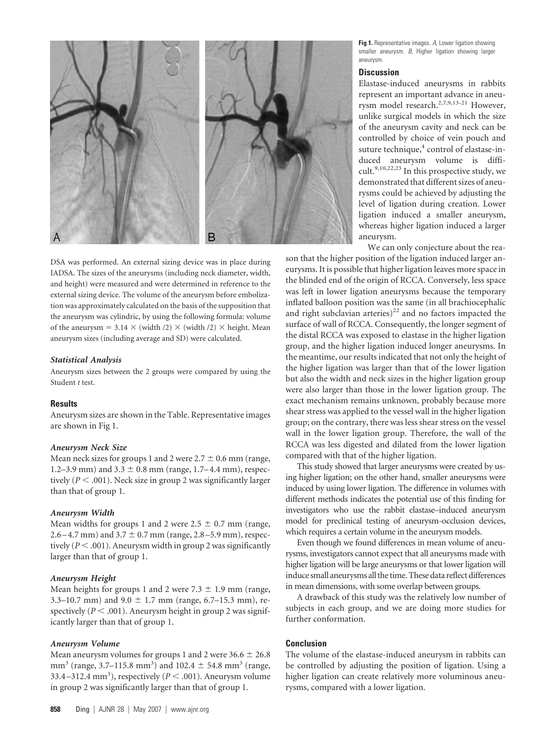DSA was performed. An external sizing device was in place during IADSA. The sizes of the aneurysms (including neck diameter, width, and height) were measured and were determined in reference to the external sizing device. The volume of the aneurysm before embolization was approximately calculated on the basis of the supposition that the aneurysm was cylindric, by using the following formula: volume of the aneurysm = 3.14 × (width /2) × (width /2) × height. Mean aneurysm sizes (including average and SD) were calculated.

### *Statistical Analysis*

Aneurysm sizes between the 2 groups were compared by using the Student *t* test.

## Results

Aneurysm sizes are shown in the Table. Representative images are shown in Fig 1.

### *Aneurysm Neck Size*

Mean neck sizes for groups 1 and 2 were 2.7 ± 0.6 mm (range, 1.2–3.9 mm) and 3.3 ± 0.8 mm (range, 1.7–4.4 mm), respectively ($P < .001$). Neck size in group 2 was significantly larger than that of group 1.

### *Aneurysm Width*

Mean widths for groups 1 and 2 were 2.5 ± 0.7 mm (range, 2.6–4.7 mm) and 3.7 ± 0.7 mm (range, 2.8–5.9 mm), respectively ($P < .001$). Aneurysm width in group 2 was significantly larger than that of group 1.

### *Aneurysm Height*

Mean heights for groups 1 and 2 were 7.3 ± 1.9 mm (range, 3.3–10.7 mm) and 9.0 ± 1.7 mm (range, 6.7–15.3 mm), respectively ($P < .001$). Aneurysm height in group 2 was significantly larger than that of group 1.

### *Aneurysm Volume*

Mean aneurysm volumes for groups 1 and 2 were 36.6 ± 26.8 $mm^3$ (range, 3.7–115.8 $mm^3$) and 102.4 ± 54.8 $mm^3$ (range, 33.4–312.4 $mm^3$), respectively ($P < .001$). Aneurysm volume in group 2 was significantly larger than that of group 1.

**Fig 1.** Representative images. *A*, Lower ligation showing smaller aneurysm. *B*, Higher ligation showing larger aneurysm.

## Discussion

Elastase-induced aneurysms in rabbits represent an important advance in aneurysm model research.[2,7,9,13-21] However, unlike surgical models in which the size of the aneurysm cavity and neck can be controlled by choice of vein pouch and suture technique,[4] control of elastase-induced aneurysm volume is difficult.[9,10,22,23] In this prospective study, we demonstrated that different sizes of aneurysms could be achieved by adjusting the level of ligation during creation. Lower ligation induced a smaller aneurysm, whereas higher ligation induced a larger aneurysm.

We can only conjecture about the reason that the higher position of the ligation induced larger aneurysms. It is possible that higher ligation leaves more space in the blinded end of the origin of RCCA. Conversely, less space was left in lower ligation aneurysms because the temporary inflated balloon position was the same (in all brachiocephalic and right subclavian arteries)[22] and no factors impacted the surface of wall of RCCA. Consequently, the longer segment of the distal RCCA was exposed to elastase in the higher ligation group, and the higher ligation induced longer aneurysms. In the meantime, our results indicated that not only the height of the higher ligation was larger than that of the lower ligation but also the width and neck sizes in the higher ligation group were also larger than those in the lower ligation group. The exact mechanism remains unknown, probably because more shear stress was applied to the vessel wall in the higher ligation group; on the contrary, there was less shear stress on the vessel wall in the lower ligation group. Therefore, the wall of the RCCA was less digested and dilated from the lower ligation compared with that of the higher ligation.

This study showed that larger aneurysms were created by using higher ligation; on the other hand, smaller aneurysms were induced by using lower ligation. The difference in volumes with different methods indicates the potential use of this finding for investigators who use the rabbit elastase–induced aneurysm model for preclinical testing of aneurysm-occlusion devices, which requires a certain volume in the aneurysm models.

Even though we found differences in mean volume of aneurysms, investigators cannot expect that all aneurysms made with higher ligation will be large aneurysms or that lower ligation will induce small aneurysms all the time. These data reflect differences in mean dimensions, with some overlap between groups.

A drawback of this study was the relatively low number of subjects in each group, and we are doing more studies for further conformation.

## Conclusion

The volume of the elastase-induced aneurysm in rabbits can be controlled by adjusting the position of ligation. Using a higher ligation can create relatively more voluminous aneurysms, compared with a lower ligation.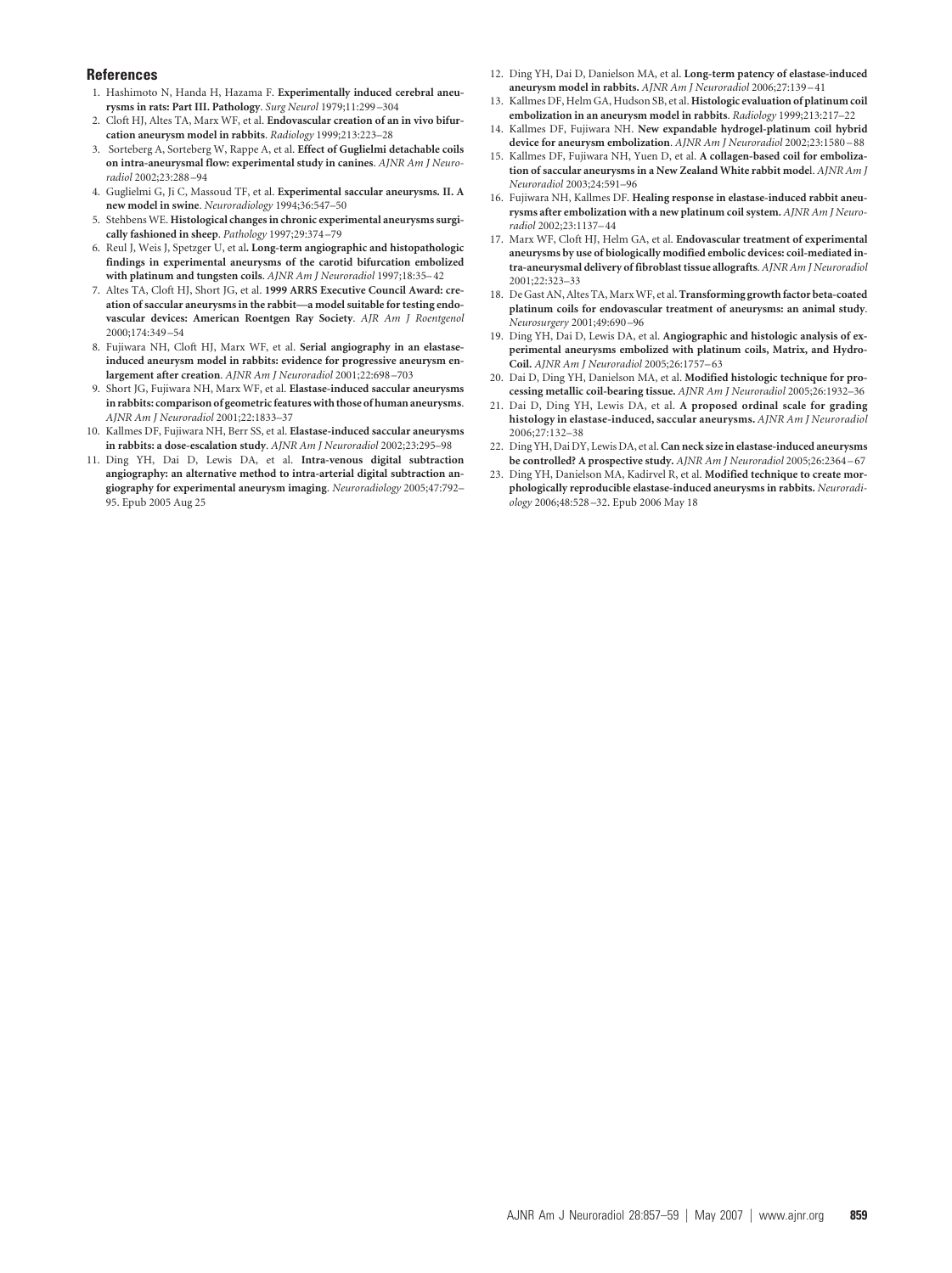## References

1. Hashimoto N, Handa H, Hazama F. **Experimentally induced cerebral aneurysms in rats: Part III. Pathology**. *Surg Neurol* 1979;11:299–304
2. Cloft HJ, Altes TA, Marx WF, et al. **Endovascular creation of an in vivo bifurcation aneurysm model in rabbits**. *Radiology* 1999;213:223–28
3. Sorteberg A, Sorteberg W, Rappe A, et al. **Effect of Guglielmi detachable coils on intra-aneurysmal flow: experimental study in canines**. *AJNR Am J Neuroradiol* 2002;23:288–94
4. Guglielmi G, Ji C, Massoud TF, et al. **Experimental saccular aneurysms. II. A new model in swine**. *Neuroradiology* 1994;36:547–50
5. Stehbens WE. **Histological changes in chronic experimental aneurysms surgically fashioned in sheep**. *Pathology* 1997;29:374–79
6. Reul J, Weis J, Spetzger U, et al**. Long-term angiographic and histopathologic findings in experimental aneurysms of the carotid bifurcation embolized with platinum and tungsten coils**. *AJNR Am J Neuroradiol* 1997;18:35–42
7. Altes TA, Cloft HJ, Short JG, et al. **1999 ARRS Executive Council Award: creation of saccular aneurysms in the rabbit—a model suitable for testing endovascular devices: American Roentgen Ray Society**. *AJR Am J Roentgenol* 2000;174:349–54
8. Fujiwara NH, Cloft HJ, Marx WF, et al. **Serial angiography in an elastase-induced aneurysm model in rabbits: evidence for progressive aneurysm enlargement after creation**. *AJNR Am J Neuroradiol* 2001;22:698–703
9. Short JG, Fujiwara NH, Marx WF, et al. **Elastase-induced saccular aneurysms in rabbits: comparison of geometric features with those of human aneurysms**. *AJNR Am J Neuroradiol* 2001;22:1833–37
10. Kallmes DF, Fujiwara NH, Berr SS, et al. **Elastase-induced saccular aneurysms in rabbits: a dose-escalation study**. *AJNR Am J Neuroradiol* 2002;23:295–98
11. Ding YH, Dai D, Lewis DA, et al. **Intra-venous digital subtraction angiography: an alternative method to intra-arterial digital subtraction angiography for experimental aneurysm imaging**. *Neuroradiology* 2005;47:792–95. Epub 2005 Aug 25
12. Ding YH, Dai D, Danielson MA, et al. **Long-term patency of elastase-induced aneurysm model in rabbits.** *AJNR Am J Neuroradiol* 2006;27:139–41
13. Kallmes DF, Helm GA, Hudson SB, et al. **Histologic evaluation of platinum coil embolization in an aneurysm model in rabbits**. *Radiology* 1999;213:217–22
14. Kallmes DF, Fujiwara NH. **New expandable hydrogel-platinum coil hybrid device for aneurysm embolization**. *AJNR Am J Neuroradiol* 2002;23:1580–88
15. Kallmes DF, Fujiwara NH, Yuen D, et al. **A collagen-based coil for embolization of saccular aneurysms in a New Zealand White rabbit mode**l. *AJNR Am J Neuroradiol* 2003;24:591–96
16. Fujiwara NH, Kallmes DF. **Healing response in elastase-induced rabbit aneurysms after embolization with a new platinum coil system.** *AJNR Am J Neuroradiol* 2002;23:1137–44
17. Marx WF, Cloft HJ, Helm GA, et al. **Endovascular treatment of experimental aneurysms by use of biologically modified embolic devices: coil-mediated intra-aneurysmal delivery of fibroblast tissue allografts**. *AJNR Am J Neuroradiol* 2001;22:323–33
18. De Gast AN, Altes TA, Marx WF, et al. **Transforming growth factor beta-coated platinum coils for endovascular treatment of aneurysms: an animal study**. *Neurosurgery* 2001;49:690–96
19. Ding YH, Dai D, Lewis DA, et al. **Angiographic and histologic analysis of experimental aneurysms embolized with platinum coils, Matrix, and Hydro-Coil.** *AJNR Am J Neuroradiol* 2005;26:1757–63
20. Dai D, Ding YH, Danielson MA, et al. **Modified histologic technique for processing metallic coil-bearing tissue.** *AJNR Am J Neuroradiol* 2005;26:1932–36
21. Dai D, Ding YH, Lewis DA, et al. **A proposed ordinal scale for grading histology in elastase-induced, saccular aneurysms.** *AJNR Am J Neuroradiol* 2006;27:132–38
22. Ding YH, Dai DY, Lewis DA, et al. **Can neck size in elastase-induced aneurysms be controlled? A prospective study.** *AJNR Am J Neuroradiol* 2005;26:2364–67
23. Ding YH, Danielson MA, Kadirvel R, et al. **Modified technique to create morphologically reproducible elastase-induced aneurysms in rabbits.** *Neuroradiology* 2006;48:528–32. Epub 2006 May 18